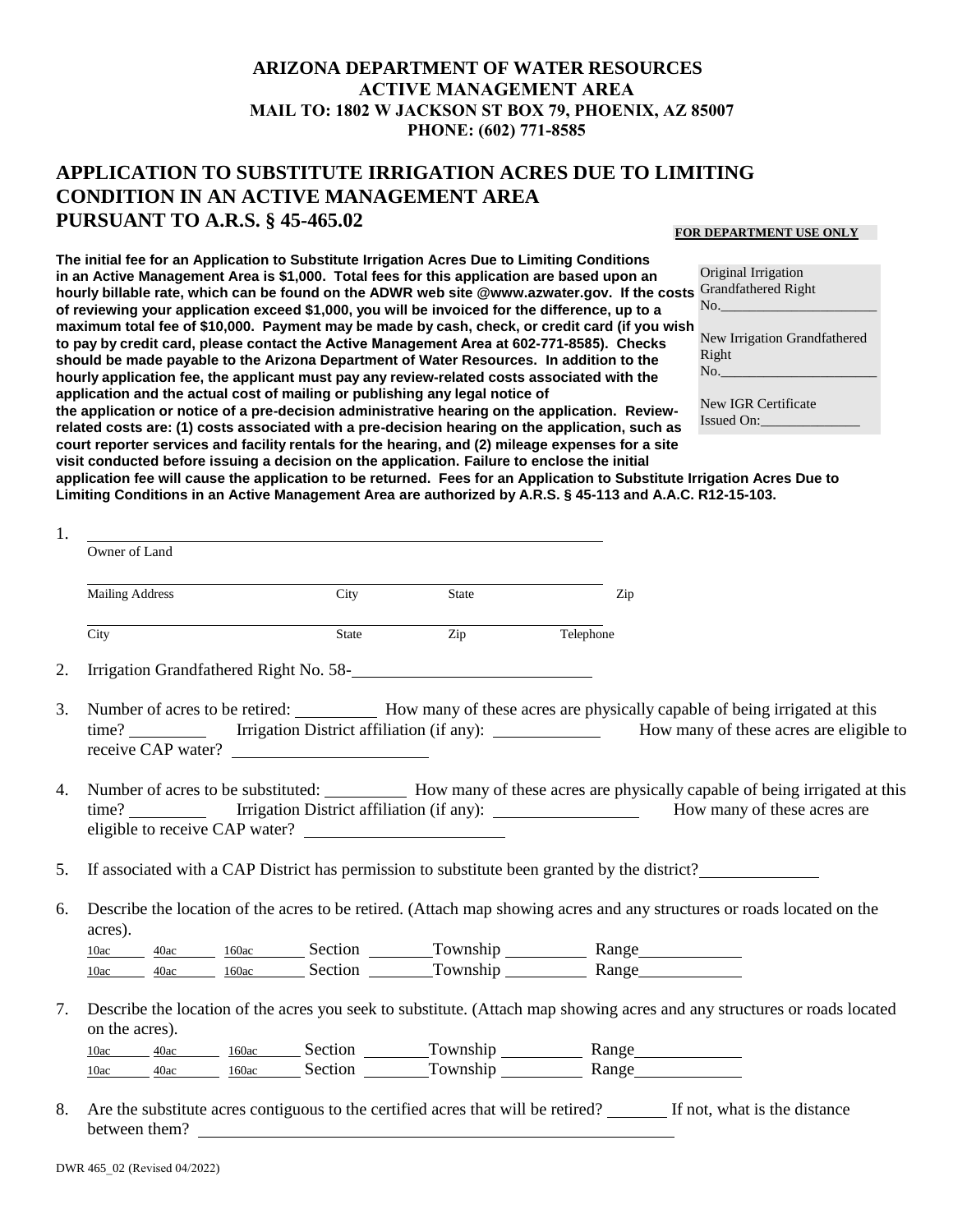**ARIZONA DEPARTMENT OF WATER RESOURCES**
**ACTIVE MANAGEMENT AREA**
**MAIL TO: 1802 W JACKSON ST BOX 79, PHOENIX, AZ 85007**
**PHONE: (602) 771-8585**

# APPLICATION TO SUBSTITUTE IRRIGATION ACRES DUE TO LIMITING CONDITION IN AN ACTIVE MANAGEMENT AREA PURSUANT TO A.R.S. § 45-465.02

**FOR DEPARTMENT USE ONLY**

Original Irrigation Grandfathered Right No.______________________

New Irrigation Grandfathered Right No.______________________

New IGR Certificate Issued On:______________

**The initial fee for an Application to Substitute Irrigation Acres Due to Limiting Conditions in an Active Management Area is $1,000. Total fees for this application are based upon an hourly billable rate, which can be found on the ADWR web site @www.azwater.gov. If the costs of reviewing your application exceed $1,000, you will be invoiced for the difference, up to a maximum total fee of $10,000. Payment may be made by cash, check, or credit card (if you wish to pay by credit card, please contact the Active Management Area at 602-771-8585). Checks should be made payable to the Arizona Department of Water Resources. In addition to the hourly application fee, the applicant must pay any review-related costs associated with the application and the actual cost of mailing or publishing any legal notice of the application or notice of a pre-decision administrative hearing on the application. Review-related costs are: (1) costs associated with a pre-decision hearing on the application, such as court reporter services and facility rentals for the hearing, and (2) mileage expenses for a site visit conducted before issuing a decision on the application. Failure to enclose the initial application fee will cause the application to be returned. Fees for an Application to Substitute Irrigation Acres Due to Limiting Conditions in an Active Management Area are authorized by A.R.S. § 45-113 and A.A.C. R12-15-103.**

1. ____________________________________________
   Owner of Land

   ____________________________________________
   Mailing Address City State Zip

   ____________________________________________
   City State Zip Telephone

2. Irrigation Grandfathered Right No. 58-______________________

3. Number of acres to be retired: __________ How many of these acres are physically capable of being irrigated at this time? _________ Irrigation District affiliation (if any): _____________ How many of these acres are eligible to receive CAP water? ________________________

4. Number of acres to be substituted: __________ How many of these acres are physically capable of being irrigated at this time? _________ Irrigation District affiliation (if any): _________________ How many of these acres are eligible to receive CAP water? ________________________

5. If associated with a CAP District has permission to substitute been granted by the district?______________

6. Describe the location of the acres to be retired. (Attach map showing acres and any structures or roads located on the acres).

   10ac_____ 40ac______ 160ac_______ Section _______Township _________ Range____________
   10ac_____ 40ac______ 160ac_______ Section _______Township _________ Range____________

7. Describe the location of the acres you seek to substitute. (Attach map showing acres and any structures or roads located on the acres).

   10ac_____ 40ac______ 160ac_______ Section _______Township _________ Range____________
   10ac_____ 40ac______ 160ac_______ Section _______Township _________ Range____________

8. Are the substitute acres contiguous to the certified acres that will be retired? _______ If not, what is the distance between them? ______________________________________________

DWR 465_02 (Revised 04/2022)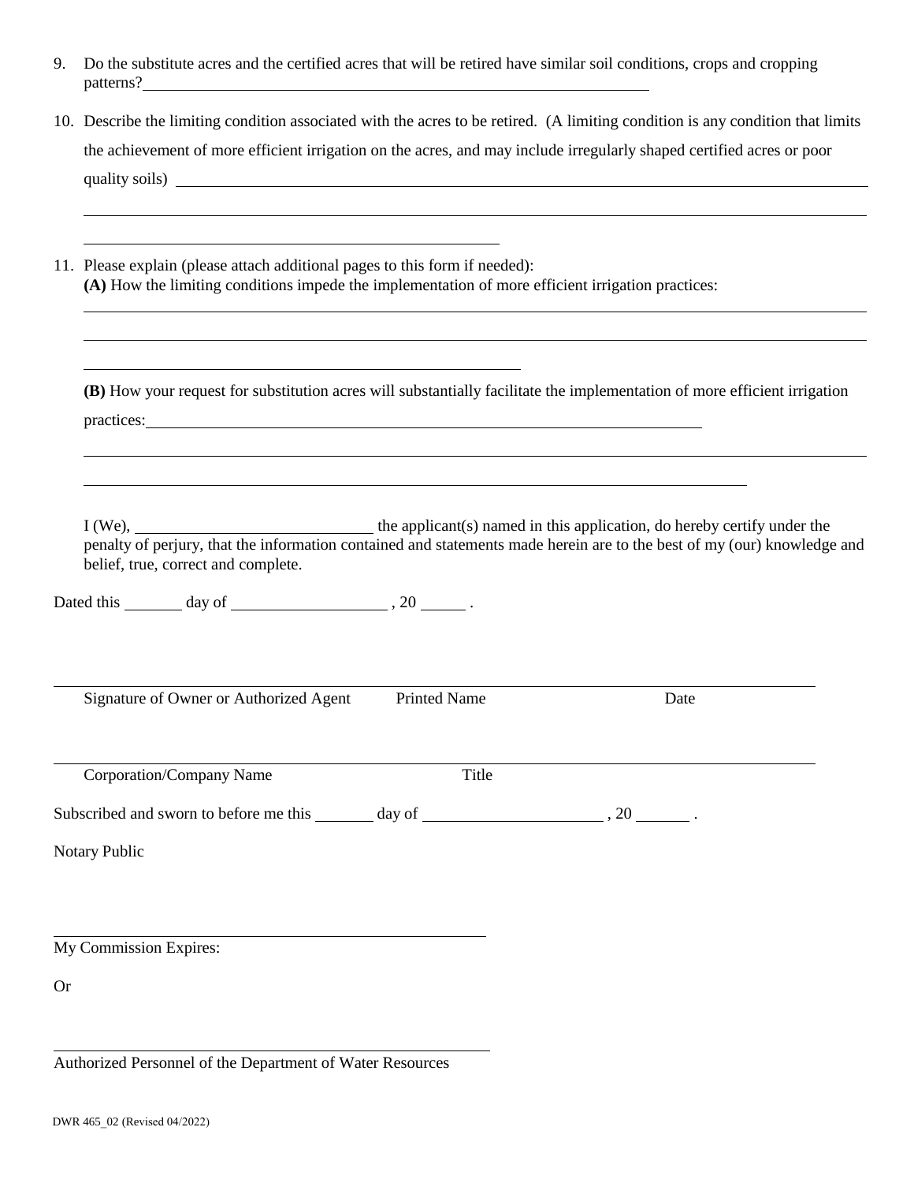9. Do the substitute acres and the certified acres that will be retired have similar soil conditions, crops and cropping patterns? ______________________________________________

10. Describe the limiting condition associated with the acres to be retired. (A limiting condition is any condition that limits the achievement of more efficient irrigation on the acres, and may include irregularly shaped certified acres or poor quality soils) ______________________________________________

    ______________________________________________

    ______________________________________________

11. Please explain (please attach additional pages to this form if needed):

    **(A)** How the limiting conditions impede the implementation of more efficient irrigation practices:

    ______________________________________________

    ______________________________________________

    ______________________________________________

    **(B)** How your request for substitution acres will substantially facilitate the implementation of more efficient irrigation practices: ______________________________________________

    ______________________________________________

    ______________________________________________

    I (We), ______________________ the applicant(s) named in this application, do hereby certify under the penalty of perjury, that the information contained and statements made herein are to the best of my (our) knowledge and belief, true, correct and complete.

Dated this ______ day of ________________ , 20 _____ .

______________________________________________

Signature of Owner or Authorized Agent Printed Name Date

______________________________________________

Corporation/Company Name Title

Subscribed and sworn to before me this ______ day of ________________ , 20 ______ .

Notary Public

______________________________________________

My Commission Expires:

Or

______________________________________________

Authorized Personnel of the Department of Water Resources

DWR 465_02 (Revised 04/2022)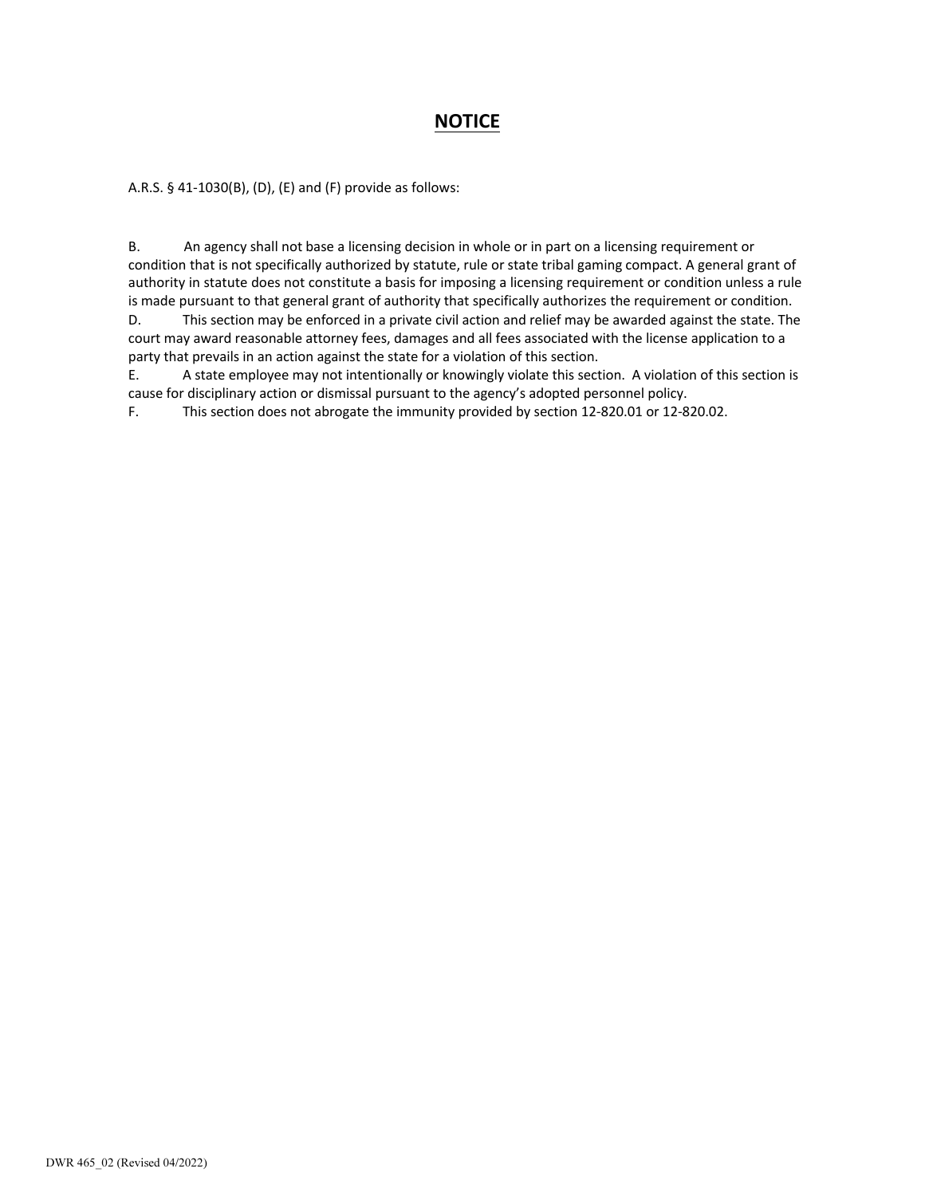# NOTICE

A.R.S. § 41-1030(B), (D), (E) and (F) provide as follows:

B. An agency shall not base a licensing decision in whole or in part on a licensing requirement or condition that is not specifically authorized by statute, rule or state tribal gaming compact. A general grant of authority in statute does not constitute a basis for imposing a licensing requirement or condition unless a rule is made pursuant to that general grant of authority that specifically authorizes the requirement or condition.

D. This section may be enforced in a private civil action and relief may be awarded against the state. The court may award reasonable attorney fees, damages and all fees associated with the license application to a party that prevails in an action against the state for a violation of this section.

E. A state employee may not intentionally or knowingly violate this section. A violation of this section is cause for disciplinary action or dismissal pursuant to the agency's adopted personnel policy.

F. This section does not abrogate the immunity provided by section 12-820.01 or 12-820.02.

DWR 465_02 (Revised 04/2022)